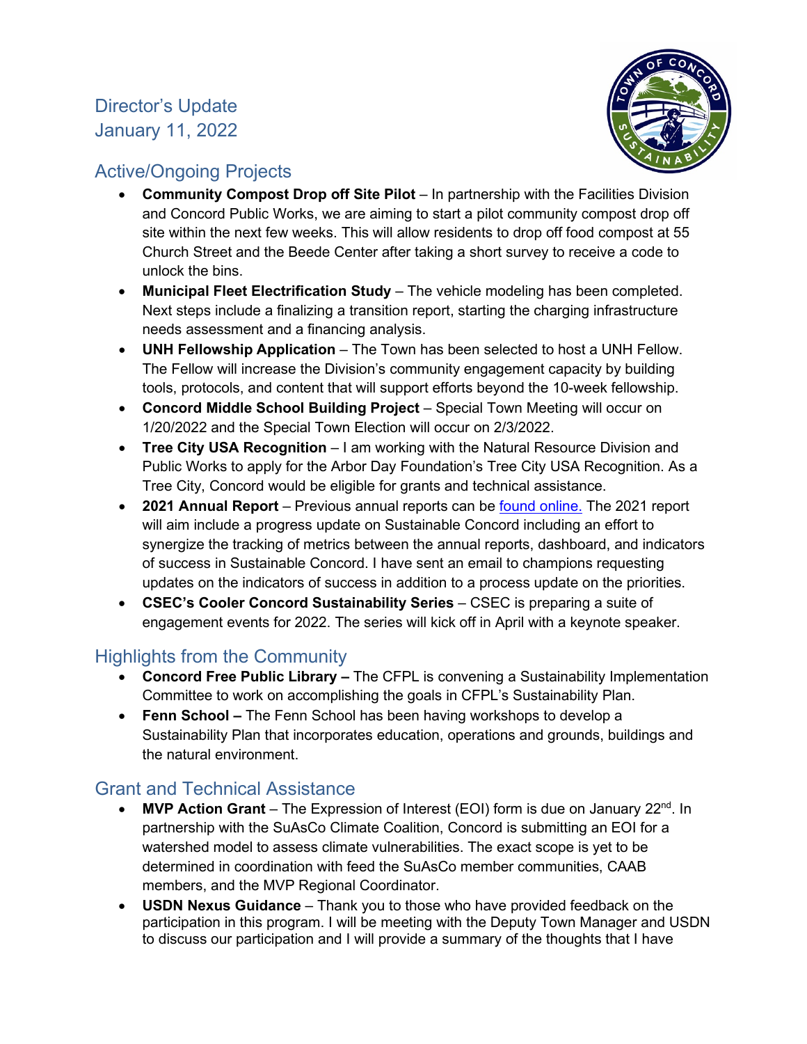# Director's Update
January 11, 2022

## Active/Ongoing Projects

- **Community Compost Drop off Site Pilot** – In partnership with the Facilities Division and Concord Public Works, we are aiming to start a pilot community compost drop off site within the next few weeks. This will allow residents to drop off food compost at 55 Church Street and the Beede Center after taking a short survey to receive a code to unlock the bins.
- **Municipal Fleet Electrification Study** – The vehicle modeling has been completed. Next steps include a finalizing a transition report, starting the charging infrastructure needs assessment and a financing analysis.
- **UNH Fellowship Application** – The Town has been selected to host a UNH Fellow. The Fellow will increase the Division's community engagement capacity by building tools, protocols, and content that will support efforts beyond the 10-week fellowship.
- **Concord Middle School Building Project** – Special Town Meeting will occur on 1/20/2022 and the Special Town Election will occur on 2/3/2022.
- **Tree City USA Recognition** – I am working with the Natural Resource Division and Public Works to apply for the Arbor Day Foundation's Tree City USA Recognition. As a Tree City, Concord would be eligible for grants and technical assistance.
- **2021 Annual Report** – Previous annual reports can be found online. The 2021 report will aim include a progress update on Sustainable Concord including an effort to synergize the tracking of metrics between the annual reports, dashboard, and indicators of success in Sustainable Concord. I have sent an email to champions requesting updates on the indicators of success in addition to a process update on the priorities.
- **CSEC's Cooler Concord Sustainability Series** – CSEC is preparing a suite of engagement events for 2022. The series will kick off in April with a keynote speaker.

## Highlights from the Community

- **Concord Free Public Library –** The CFPL is convening a Sustainability Implementation Committee to work on accomplishing the goals in CFPL's Sustainability Plan.
- **Fenn School –** The Fenn School has been having workshops to develop a Sustainability Plan that incorporates education, operations and grounds, buildings and the natural environment.

## Grant and Technical Assistance

- **MVP Action Grant** – The Expression of Interest (EOI) form is due on January 22nd. In partnership with the SuAsCo Climate Coalition, Concord is submitting an EOI for a watershed model to assess climate vulnerabilities. The exact scope is yet to be determined in coordination with feed the SuAsCo member communities, CAAB members, and the MVP Regional Coordinator.
- **USDN Nexus Guidance** – Thank you to those who have provided feedback on the participation in this program. I will be meeting with the Deputy Town Manager and USDN to discuss our participation and I will provide a summary of the thoughts that I have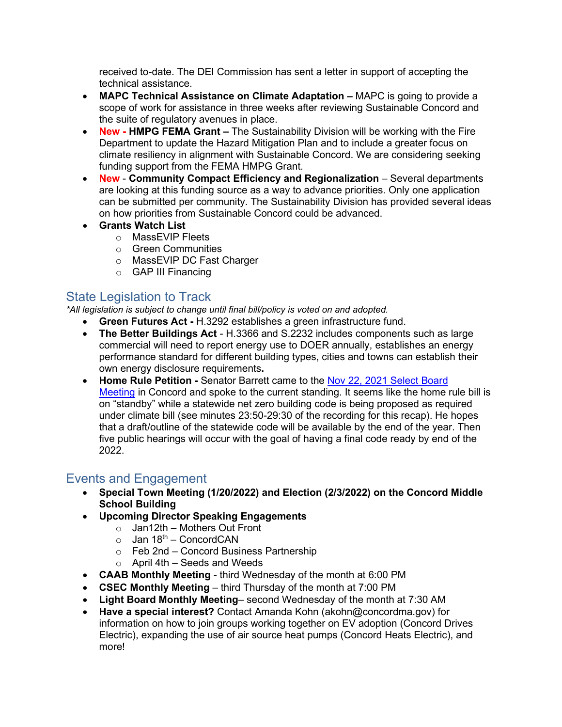received to-date. The DEI Commission has sent a letter in support of accepting the technical assistance.

- **MAPC Technical Assistance on Climate Adaptation –** MAPC is going to provide a scope of work for assistance in three weeks after reviewing Sustainable Concord and the suite of regulatory avenues in place.
- New - **HMPG FEMA Grant –** The Sustainability Division will be working with the Fire Department to update the Hazard Mitigation Plan and to include a greater focus on climate resiliency in alignment with Sustainable Concord. We are considering seeking funding support from the FEMA HMPG Grant.
- New - **Community Compact Efficiency and Regionalization** – Several departments are looking at this funding source as a way to advance priorities. Only one application can be submitted per community. The Sustainability Division has provided several ideas on how priorities from Sustainable Concord could be advanced.
- **Grants Watch List**
    - MassEVIP Fleets
    - Green Communities
    - MassEVIP DC Fast Charger
    - GAP III Financing

## State Legislation to Track

*\*All legislation is subject to change until final bill/policy is voted on and adopted.*

- **Green Futures Act -** H.3292 establishes a green infrastructure fund.
- **The Better Buildings Act** - H.3366 and S.2232 includes components such as large commercial will need to report energy use to DOER annually, establishes an energy performance standard for different building types, cities and towns can establish their own energy disclosure requirements**.**
- **Home Rule Petition -** Senator Barrett came to the Nov 22, 2021 Select Board Meeting in Concord and spoke to the current standing. It seems like the home rule bill is on "standby" while a statewide net zero building code is being proposed as required under climate bill (see minutes 23:50-29:30 of the recording for this recap). He hopes that a draft/outline of the statewide code will be available by the end of the year. Then five public hearings will occur with the goal of having a final code ready by end of the 2022.

## Events and Engagement

- **Special Town Meeting (1/20/2022) and Election (2/3/2022) on the Concord Middle School Building**
- **Upcoming Director Speaking Engagements**
    - Jan12th – Mothers Out Front
    - Jan 18th – ConcordCAN
    - Feb 2nd – Concord Business Partnership
    - April 4th – Seeds and Weeds
- **CAAB Monthly Meeting** - third Wednesday of the month at 6:00 PM
- **CSEC Monthly Meeting** – third Thursday of the month at 7:00 PM
- **Light Board Monthly Meeting**– second Wednesday of the month at 7:30 AM
- **Have a special interest?** Contact Amanda Kohn (akohn@concordma.gov) for information on how to join groups working together on EV adoption (Concord Drives Electric), expanding the use of air source heat pumps (Concord Heats Electric), and more!